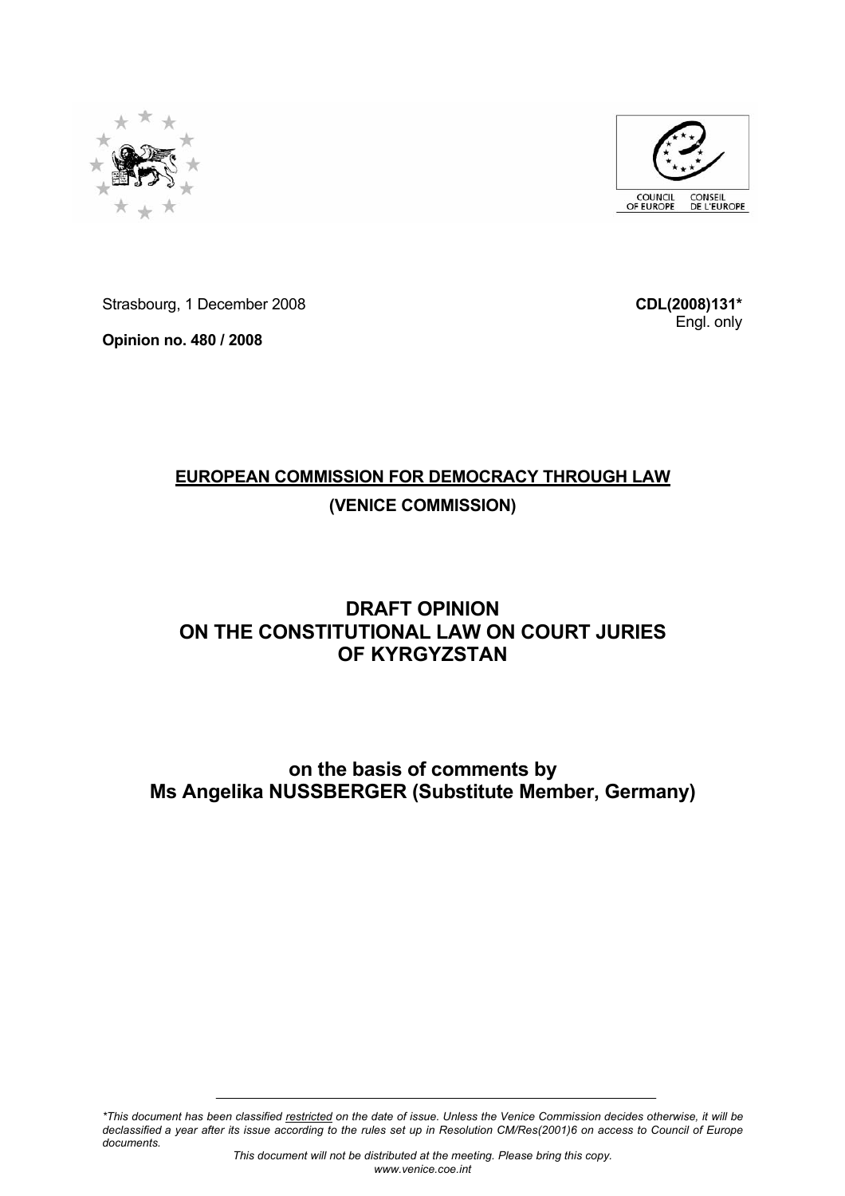Strasbourg, 1 December 2008

**CDL(2008)131***
Engl. only

**Opinion no. 480 / 2008**

**EUROPEAN COMMISSION FOR DEMOCRACY THROUGH LAW**

**(VENICE COMMISSION)**

# DRAFT OPINION ON THE CONSTITUTIONAL LAW ON COURT JURIES OF KYRGYZSTAN

## on the basis of comments by Ms Angelika NUSSBERGER (Substitute Member, Germany)

---

**This document has been classified restricted on the date of issue. Unless the Venice Commission decides otherwise, it will be declassified a year after its issue according to the rules set up in Resolution CM/Res(2001)6 on access to Council of Europe documents.*

*This document will not be distributed at the meeting. Please bring this copy.*
*www.venice.coe.int*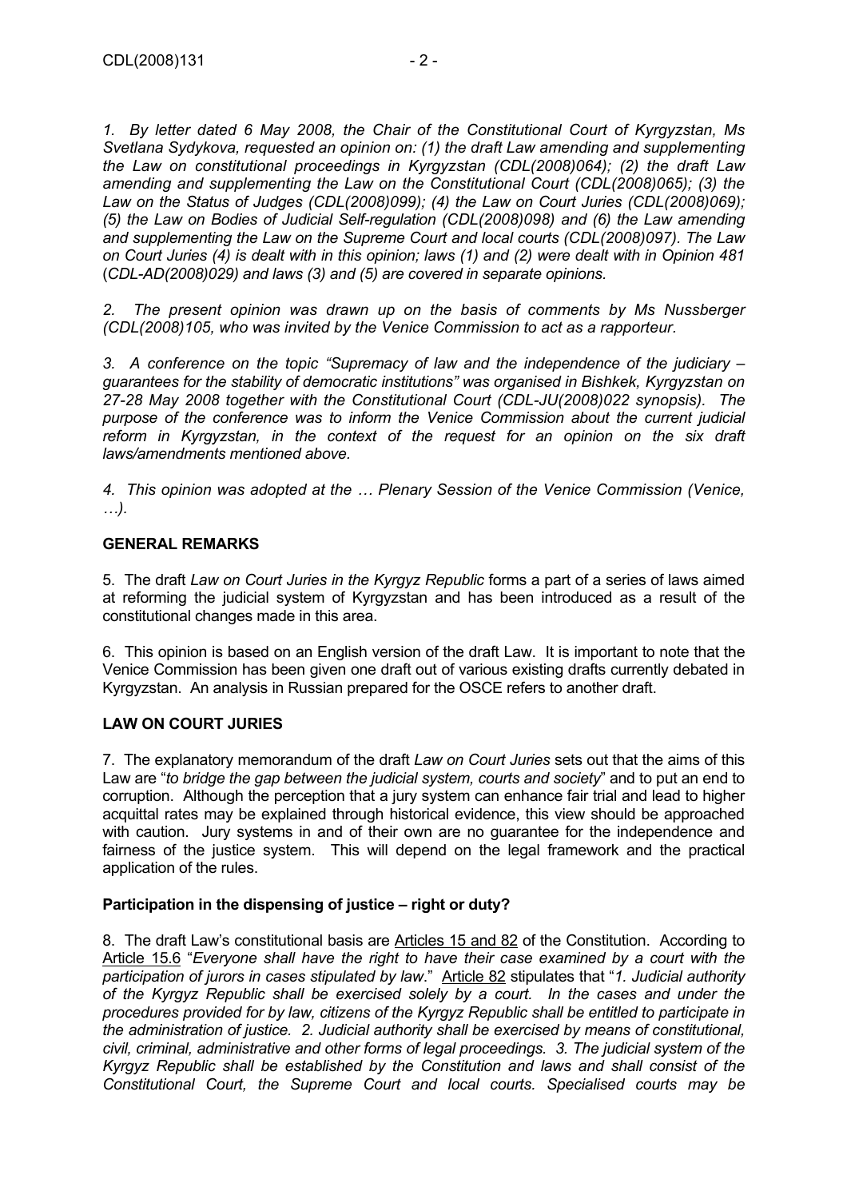*1. By letter dated 6 May 2008, the Chair of the Constitutional Court of Kyrgyzstan, Ms Svetlana Sydykova, requested an opinion on: (1) the draft Law amending and supplementing the Law on constitutional proceedings in Kyrgyzstan (CDL(2008)064); (2) the draft Law amending and supplementing the Law on the Constitutional Court (CDL(2008)065); (3) the Law on the Status of Judges (CDL(2008)099); (4) the Law on Court Juries (CDL(2008)069); (5) the Law on Bodies of Judicial Self-regulation (CDL(2008)098) and (6) the Law amending and supplementing the Law on the Supreme Court and local courts (CDL(2008)097). The Law on Court Juries (4) is dealt with in this opinion; laws (1) and (2) were dealt with in Opinion 481* (*CDL-AD(2008)029) and laws (3) and (5) are covered in separate opinions.*

*2. The present opinion was drawn up on the basis of comments by Ms Nussberger (CDL(2008)105, who was invited by the Venice Commission to act as a rapporteur.*

*3. A conference on the topic "Supremacy of law and the independence of the judiciary – guarantees for the stability of democratic institutions" was organised in Bishkek, Kyrgyzstan on 27-28 May 2008 together with the Constitutional Court (CDL-JU(2008)022 synopsis). The purpose of the conference was to inform the Venice Commission about the current judicial reform in Kyrgyzstan, in the context of the request for an opinion on the six draft laws/amendments mentioned above.*

*4. This opinion was adopted at the … Plenary Session of the Venice Commission (Venice, …).*

## GENERAL REMARKS

5. The draft *Law on Court Juries in the Kyrgyz Republic* forms a part of a series of laws aimed at reforming the judicial system of Kyrgyzstan and has been introduced as a result of the constitutional changes made in this area.

6. This opinion is based on an English version of the draft Law. It is important to note that the Venice Commission has been given one draft out of various existing drafts currently debated in Kyrgyzstan. An analysis in Russian prepared for the OSCE refers to another draft.

## LAW ON COURT JURIES

7. The explanatory memorandum of the draft *Law on Court Juries* sets out that the aims of this Law are "*to bridge the gap between the judicial system, courts and society*" and to put an end to corruption. Although the perception that a jury system can enhance fair trial and lead to higher acquittal rates may be explained through historical evidence, this view should be approached with caution. Jury systems in and of their own are no guarantee for the independence and fairness of the justice system. This will depend on the legal framework and the practical application of the rules.

### Participation in the dispensing of justice – right or duty?

8. The draft Law's constitutional basis are Articles 15 and 82 of the Constitution. According to Article 15.6 "*Everyone shall have the right to have their case examined by a court with the participation of jurors in cases stipulated by law*." Article 82 stipulates that "*1. Judicial authority of the Kyrgyz Republic shall be exercised solely by a court. In the cases and under the procedures provided for by law, citizens of the Kyrgyz Republic shall be entitled to participate in the administration of justice. 2. Judicial authority shall be exercised by means of constitutional, civil, criminal, administrative and other forms of legal proceedings. 3. The judicial system of the Kyrgyz Republic shall be established by the Constitution and laws and shall consist of the Constitutional Court, the Supreme Court and local courts. Specialised courts may be*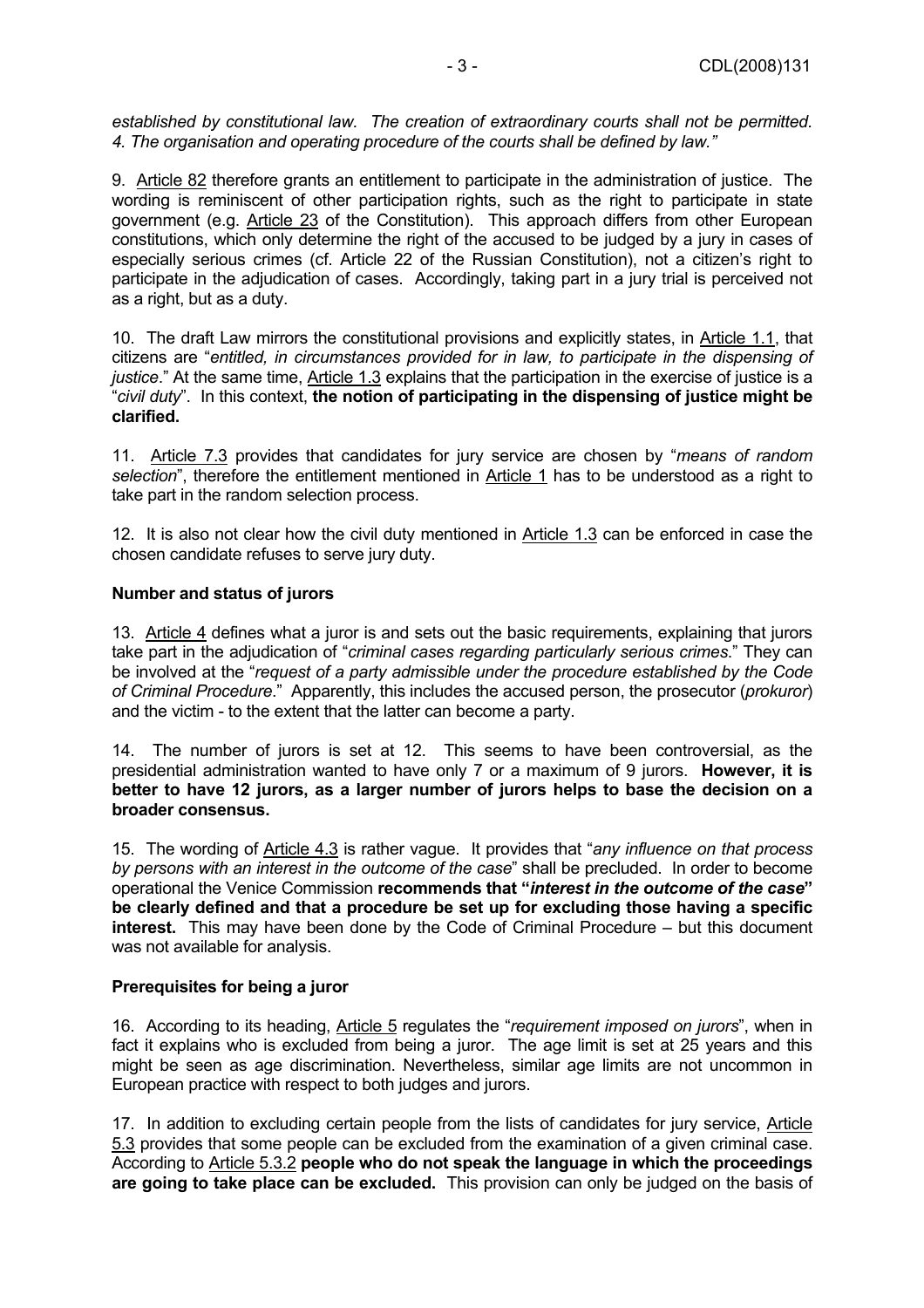*established by constitutional law. The creation of extraordinary courts shall not be permitted. 4. The organisation and operating procedure of the courts shall be defined by law."*

9. Article 82 therefore grants an entitlement to participate in the administration of justice. The wording is reminiscent of other participation rights, such as the right to participate in state government (e.g. Article 23 of the Constitution). This approach differs from other European constitutions, which only determine the right of the accused to be judged by a jury in cases of especially serious crimes (cf. Article 22 of the Russian Constitution), not a citizen's right to participate in the adjudication of cases. Accordingly, taking part in a jury trial is perceived not as a right, but as a duty.

10. The draft Law mirrors the constitutional provisions and explicitly states, in Article 1.1, that citizens are "*entitled, in circumstances provided for in law, to participate in the dispensing of justice*." At the same time, Article 1.3 explains that the participation in the exercise of justice is a "*civil duty*". In this context, **the notion of participating in the dispensing of justice might be clarified.**

11. Article 7.3 provides that candidates for jury service are chosen by "*means of random selection*", therefore the entitlement mentioned in Article 1 has to be understood as a right to take part in the random selection process.

12. It is also not clear how the civil duty mentioned in Article 1.3 can be enforced in case the chosen candidate refuses to serve jury duty.

**Number and status of jurors**

13. Article 4 defines what a juror is and sets out the basic requirements, explaining that jurors take part in the adjudication of "*criminal cases regarding particularly serious crimes*." They can be involved at the "*request of a party admissible under the procedure established by the Code of Criminal Procedure*." Apparently, this includes the accused person, the prosecutor (*prokuror*) and the victim - to the extent that the latter can become a party.

14. The number of jurors is set at 12. This seems to have been controversial, as the presidential administration wanted to have only 7 or a maximum of 9 jurors. **However, it is better to have 12 jurors, as a larger number of jurors helps to base the decision on a broader consensus.**

15. The wording of Article 4.3 is rather vague. It provides that "*any influence on that process by persons with an interest in the outcome of the case*" shall be precluded. In order to become operational the Venice Commission **recommends that "*interest in the outcome of the case*" be clearly defined and that a procedure be set up for excluding those having a specific interest.** This may have been done by the Code of Criminal Procedure – but this document was not available for analysis.

**Prerequisites for being a juror**

16. According to its heading, Article 5 regulates the "*requirement imposed on jurors*", when in fact it explains who is excluded from being a juror. The age limit is set at 25 years and this might be seen as age discrimination. Nevertheless, similar age limits are not uncommon in European practice with respect to both judges and jurors.

17. In addition to excluding certain people from the lists of candidates for jury service, Article 5.3 provides that some people can be excluded from the examination of a given criminal case. According to Article 5.3.2 **people who do not speak the language in which the proceedings are going to take place can be excluded.** This provision can only be judged on the basis of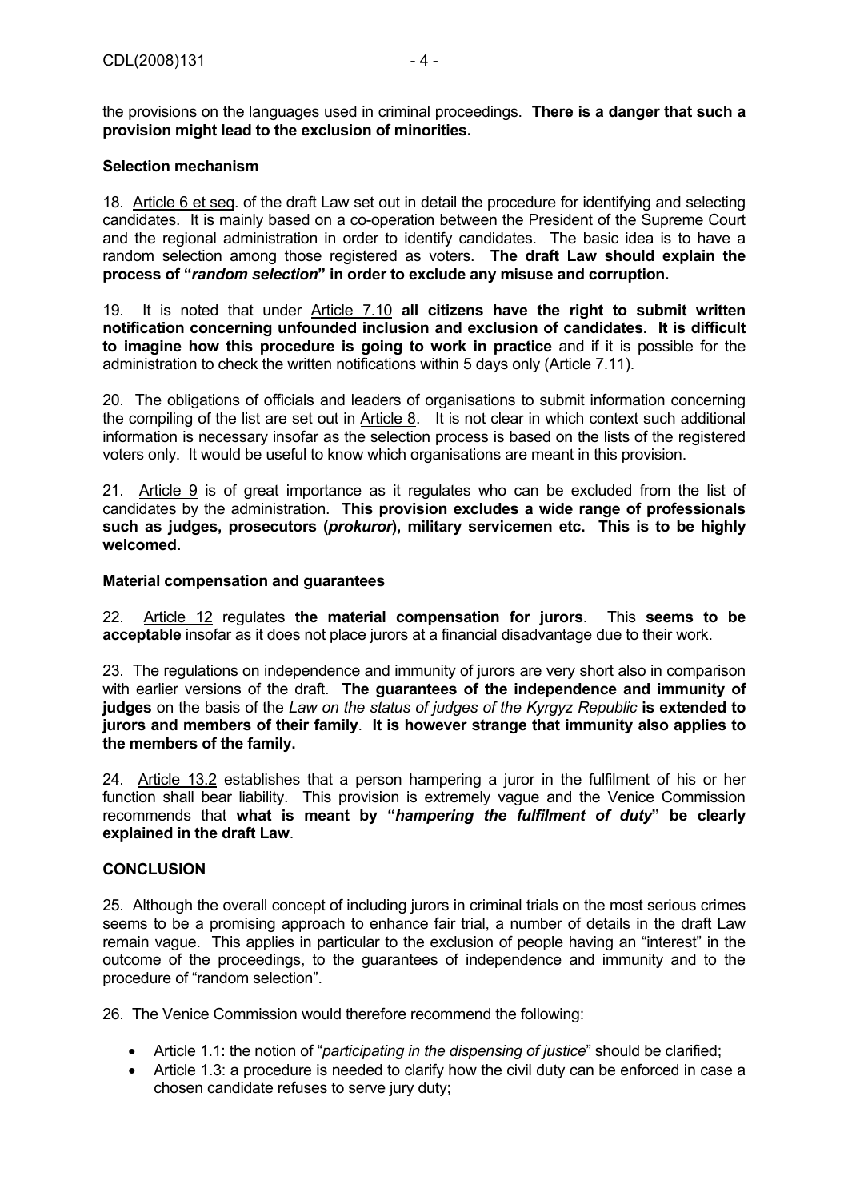the provisions on the languages used in criminal proceedings. **There is a danger that such a provision might lead to the exclusion of minorities.**

**Selection mechanism**

18. Article 6 et seq. of the draft Law set out in detail the procedure for identifying and selecting candidates. It is mainly based on a co-operation between the President of the Supreme Court and the regional administration in order to identify candidates. The basic idea is to have a random selection among those registered as voters. **The draft Law should explain the process of "*random selection*" in order to exclude any misuse and corruption.**

19. It is noted that under Article 7.10 **all citizens have the right to submit written notification concerning unfounded inclusion and exclusion of candidates. It is difficult to imagine how this procedure is going to work in practice** and if it is possible for the administration to check the written notifications within 5 days only (Article 7.11).

20. The obligations of officials and leaders of organisations to submit information concerning the compiling of the list are set out in Article 8. It is not clear in which context such additional information is necessary insofar as the selection process is based on the lists of the registered voters only. It would be useful to know which organisations are meant in this provision.

21. Article 9 is of great importance as it regulates who can be excluded from the list of candidates by the administration. **This provision excludes a wide range of professionals such as judges, prosecutors (*prokuror*), military servicemen etc. This is to be highly welcomed.**

**Material compensation and guarantees**

22. Article 12 regulates **the material compensation for jurors**. This **seems to be acceptable** insofar as it does not place jurors at a financial disadvantage due to their work.

23. The regulations on independence and immunity of jurors are very short also in comparison with earlier versions of the draft. **The guarantees of the independence and immunity of judges** on the basis of the *Law on the status of judges of the Kyrgyz Republic* **is extended to jurors and members of their family**. **It is however strange that immunity also applies to the members of the family.**

24. Article 13.2 establishes that a person hampering a juror in the fulfilment of his or her function shall bear liability. This provision is extremely vague and the Venice Commission recommends that **what is meant by "*hampering the fulfilment of duty*" be clearly explained in the draft Law**.

**CONCLUSION**

25. Although the overall concept of including jurors in criminal trials on the most serious crimes seems to be a promising approach to enhance fair trial, a number of details in the draft Law remain vague. This applies in particular to the exclusion of people having an "interest" in the outcome of the proceedings, to the guarantees of independence and immunity and to the procedure of "random selection".

26. The Venice Commission would therefore recommend the following:

- Article 1.1: the notion of "*participating in the dispensing of justice*" should be clarified;
- Article 1.3: a procedure is needed to clarify how the civil duty can be enforced in case a chosen candidate refuses to serve jury duty;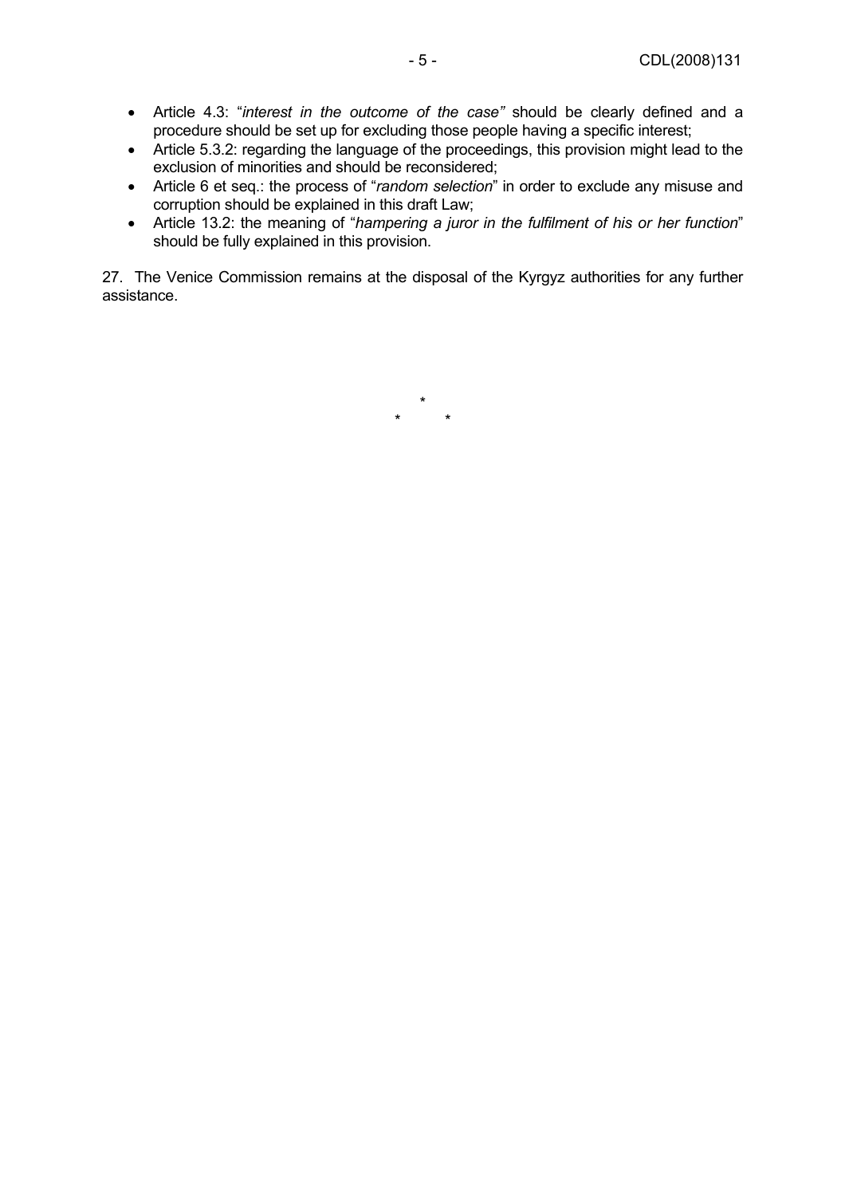- Article 4.3: "*interest in the outcome of the case"* should be clearly defined and a procedure should be set up for excluding those people having a specific interest;
- Article 5.3.2: regarding the language of the proceedings, this provision might lead to the exclusion of minorities and should be reconsidered;
- Article 6 et seq.: the process of "*random selection*" in order to exclude any misuse and corruption should be explained in this draft Law;
- Article 13.2: the meaning of "*hampering a juror in the fulfilment of his or her function*" should be fully explained in this provision.

27. The Venice Commission remains at the disposal of the Kyrgyz authorities for any further assistance.

\*

\* \*